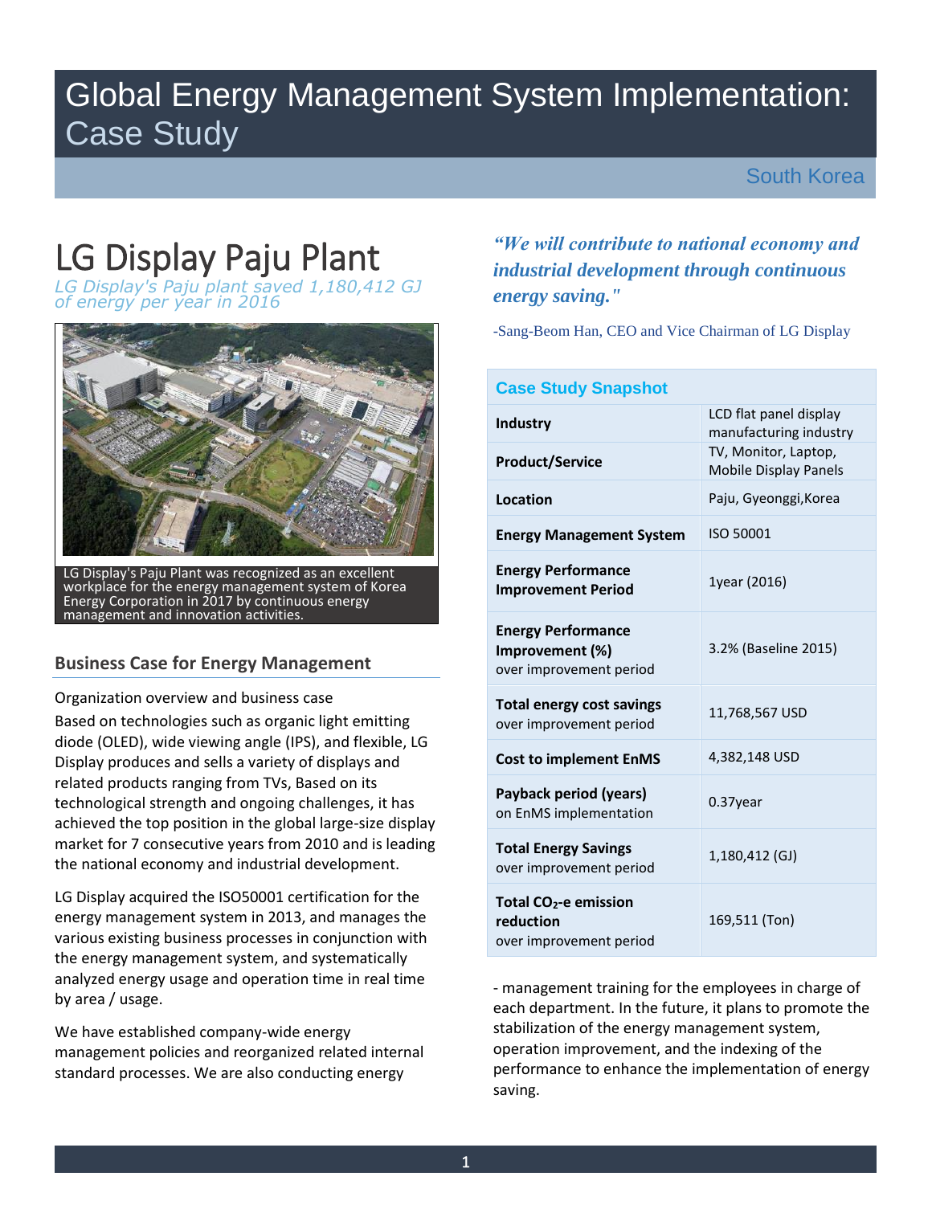# Global Energy Management System Implementation: Case Study

South Korea

# LG Display Paju Plant

*LG Display's Paju plant saved 1,180,412 GJ of energy per year in 2016*

LG Display's Paju Plant was recognized as an excellent workplace for the energy management system of Korea Energy Corporation in 2017 by continuous energy management and innovation activities.

## Business Case for Energy Management

Organization overview and business case

Based on technologies such as organic light emitting diode (OLED), wide viewing angle (IPS), and flexible, LG Display produces and sells a variety of displays and related products ranging from TVs, Based on its technological strength and ongoing challenges, it has achieved the top position in the global large-size display market for 7 consecutive years from 2010 and is leading the national economy and industrial development.

LG Display acquired the ISO50001 certification for the energy management system in 2013, and manages the various existing business processes in conjunction with the energy management system, and systematically analyzed energy usage and operation time in real time by area / usage.

We have established company-wide energy management policies and reorganized related internal standard processes. We are also conducting energy - management training for the employees in charge of each department. In the future, it plans to promote the stabilization of the energy management system, operation improvement, and the indexing of the performance to enhance the implementation of energy saving.

***"We will contribute to national economy and industrial development through continuous energy saving."***

-Sang-Beom Han, CEO and Vice Chairman of LG Display

| Case Study Snapshot | |
|---|---|
| **Industry** | LCD flat panel display manufacturing industry |
| **Product/Service** | TV, Monitor, Laptop, Mobile Display Panels |
| **Location** | Paju, Gyeonggi,Korea |
| **Energy Management System** | ISO 50001 |
| **Energy Performance Improvement Period** | 1year (2016) |
| **Energy Performance Improvement (%)** over improvement period | 3.2% (Baseline 2015) |
| **Total energy cost savings** over improvement period | 11,768,567 USD |
| **Cost to implement EnMS** | 4,382,148 USD |
| **Payback period (years)** on EnMS implementation | 0.37year |
| **Total Energy Savings** over improvement period | 1,180,412 (GJ) |
| **Total $CO_2$-e emission reduction** over improvement period | 169,511 (Ton) |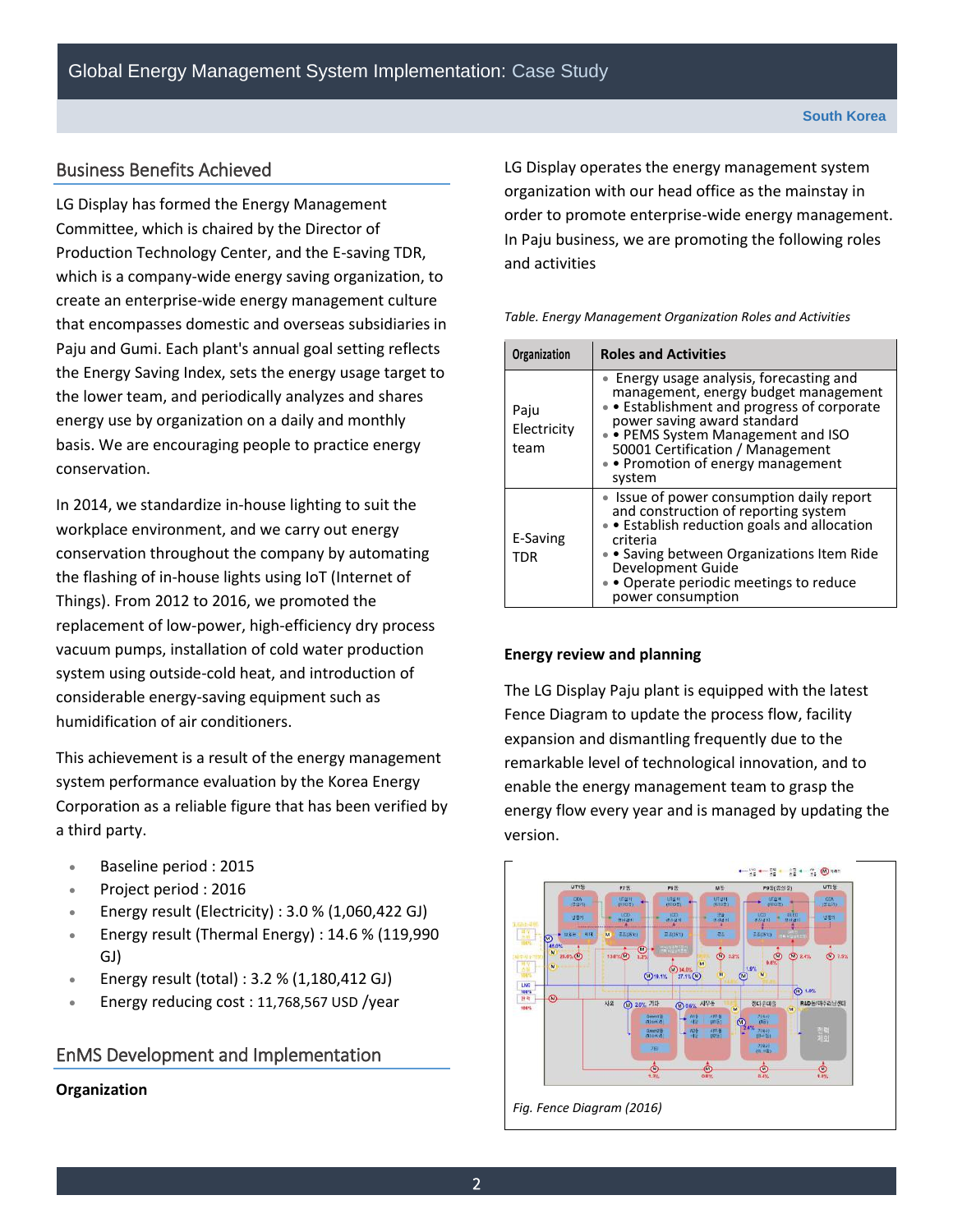## Business Benefits Achieved

LG Display has formed the Energy Management Committee, which is chaired by the Director of Production Technology Center, and the E-saving TDR, which is a company-wide energy saving organization, to create an enterprise-wide energy management culture that encompasses domestic and overseas subsidiaries in Paju and Gumi. Each plant's annual goal setting reflects the Energy Saving Index, sets the energy usage target to the lower team, and periodically analyzes and shares energy use by organization on a daily and monthly basis. We are encouraging people to practice energy conservation.

In 2014, we standardize in-house lighting to suit the workplace environment, and we carry out energy conservation throughout the company by automating the flashing of in-house lights using IoT (Internet of Things). From 2012 to 2016, we promoted the replacement of low-power, high-efficiency dry process vacuum pumps, installation of cold water production system using outside-cold heat, and introduction of considerable energy-saving equipment such as humidification of air conditioners.

This achievement is a result of the energy management system performance evaluation by the Korea Energy Corporation as a reliable figure that has been verified by a third party.

- Baseline period : 2015
- Project period : 2016
- Energy result (Electricity) : 3.0 % (1,060,422 GJ)
- Energy result (Thermal Energy) : 14.6 % (119,990 GJ)
- Energy result (total) : 3.2 % (1,180,412 GJ)
- Energy reducing cost : 11,768,567 USD /year

## EnMS Development and Implementation

**Organization**

LG Display operates the energy management system organization with our head office as the mainstay in order to promote enterprise-wide energy management. In Paju business, we are promoting the following roles and activities

*Table. Energy Management Organization Roles and Activities*

| Organization | Roles and Activities |
|---|---|
| Paju Electricity team | • Energy usage analysis, forecasting and management, energy budget management<br>• • Establishment and progress of corporate power saving award standard<br>• • PEMS System Management and ISO 50001 Certification / Management<br>• • Promotion of energy management system |
| E-Saving TDR | • Issue of power consumption daily report and construction of reporting system<br>• • Establish reduction goals and allocation criteria<br>• • Saving between Organizations Item Ride Development Guide<br>• • Operate periodic meetings to reduce power consumption |

**Energy review and planning**

The LG Display Paju plant is equipped with the latest Fence Diagram to update the process flow, facility expansion and dismantling frequently due to the remarkable level of technological innovation, and to enable the energy management team to grasp the energy flow every year and is managed by updating the version.

*Fig. Fence Diagram (2016)*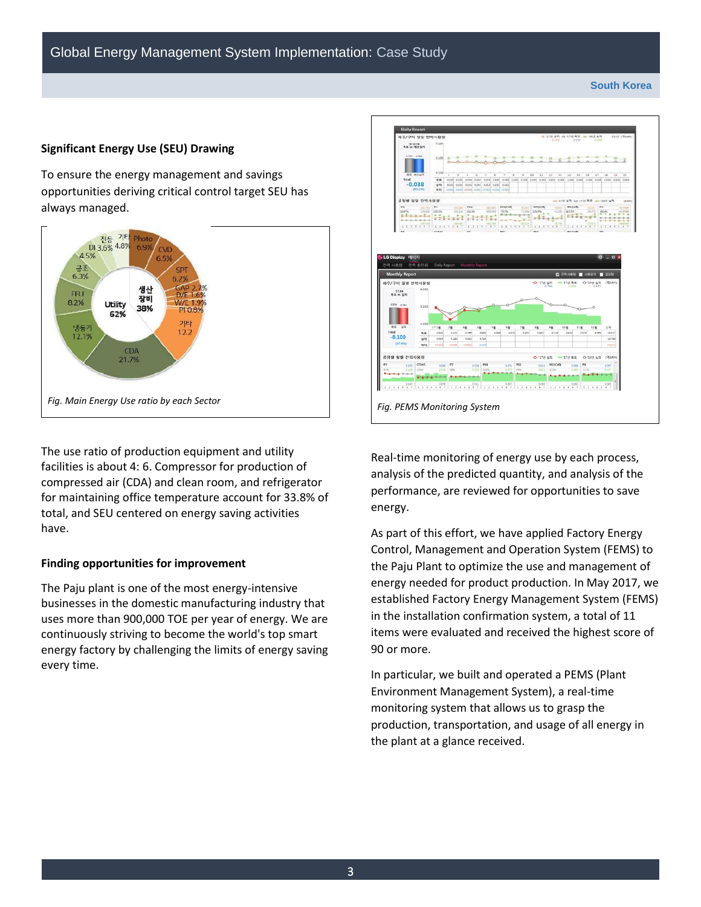South Korea

## Significant Energy Use (SEU) Drawing

To ensure the energy management and savings opportunities deriving critical control target SEU has always managed.

*Fig. Main Energy Use ratio by each Sector*

The use ratio of production equipment and utility facilities is about 4: 6. Compressor for production of compressed air (CDA) and clean room, and refrigerator for maintaining office temperature account for 33.8% of total, and SEU centered on energy saving activities have.

## Finding opportunities for improvement

The Paju plant is one of the most energy-intensive businesses in the domestic manufacturing industry that uses more than 900,000 TOE per year of energy. We are continuously striving to become the world's top smart energy factory by challenging the limits of energy saving every time.

*Fig. PEMS Monitoring System*

Real-time monitoring of energy use by each process, analysis of the predicted quantity, and analysis of the performance, are reviewed for opportunities to save energy.

As part of this effort, we have applied Factory Energy Control, Management and Operation System (FEMS) to the Paju Plant to optimize the use and management of energy needed for product production. In May 2017, we established Factory Energy Management System (FEMS) in the installation confirmation system, a total of 11 items were evaluated and received the highest score of 90 or more.

In particular, we built and operated a PEMS (Plant Environment Management System), a real-time monitoring system that allows us to grasp the production, transportation, and usage of all energy in the plant at a glance received.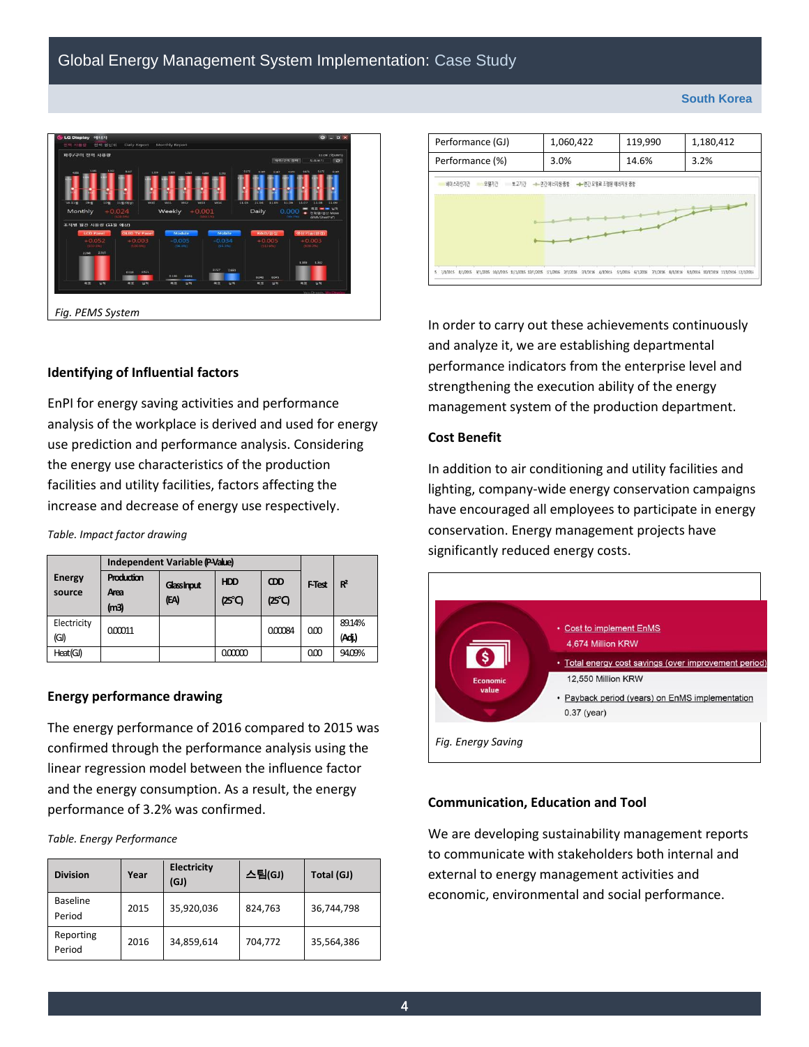Fig. PEMS System

### Identifying of Influential factors

EnPI for energy saving activities and performance analysis of the workplace is derived and used for energy use prediction and performance analysis. Considering the energy use characteristics of the production facilities and utility facilities, factors affecting the increase and decrease of energy use respectively.

*Table. Impact factor drawing*

| Energy source | Independent Variable (P-Value) | | | | F-Test | $R^2$ |
|---|---|---|---|---|---|---|
| | Production Area (m3) | Glass Input (EA) | HDD (25℃) | CDD (25℃) | | |
| Electricity (GJ) | 0.00011 | | | 0.00084 | 0.00 | 89.14% (Adj.) |
| Heat (GJ) | | | 0.00000 | | 0.00 | 94.09% |

### Energy performance drawing

The energy performance of 2016 compared to 2015 was confirmed through the performance analysis using the linear regression model between the influence factor and the energy consumption. As a result, the energy performance of 3.2% was confirmed.

*Table. Energy Performance*

| Division | Year | Electricity (GJ) | 스팀(GJ) | Total (GJ) |
|---|---|---|---|---|
| Baseline Period | 2015 | 35,920,036 | 824,763 | 36,744,798 |
| Reporting Period | 2016 | 34,859,614 | 704,772 | 35,564,386 |
| Performance (GJ) | | 1,060,422 | 119,990 | 1,180,412 |
| Performance (%) | | 3.0% | 14.6% | 3.2% |

In order to carry out these achievements continuously and analyze it, we are establishing departmental performance indicators from the enterprise level and strengthening the execution ability of the energy management system of the production department.

### Cost Benefit

In addition to air conditioning and utility facilities and lighting, company-wide energy conservation campaigns have encouraged all employees to participate in energy conservation. Energy management projects have significantly reduced energy costs.

Economic value

- Cost to implement EnMS
  4,674 Million KRW
- Total energy cost savings (over improvement period)
  12,550 Million KRW
- Payback period (years) on EnMS implementation
  0.37 (year)

*Fig. Energy Saving*

### Communication, Education and Tool

We are developing sustainability management reports to communicate with stakeholders both internal and external to energy management activities and economic, environmental and social performance.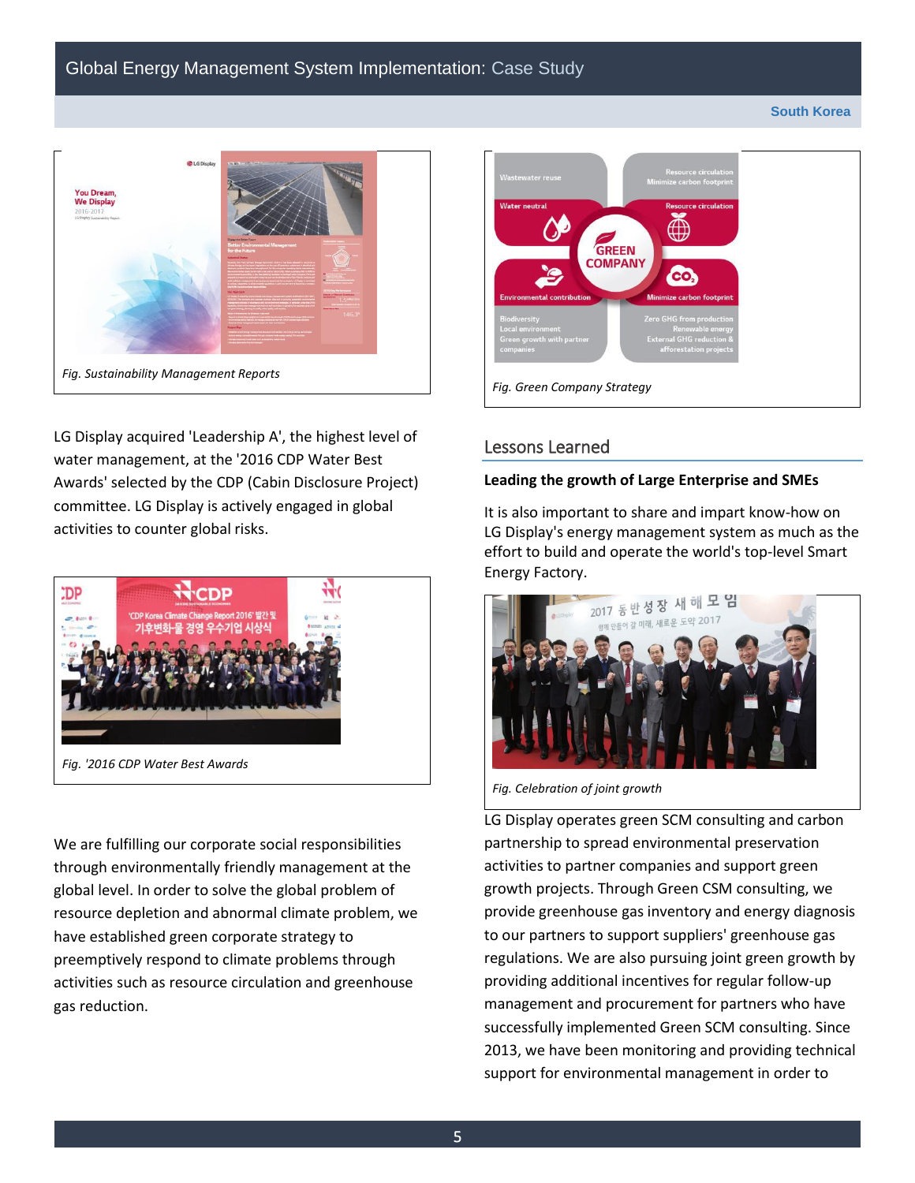*Fig. Sustainability Management Reports*

LG Display acquired 'Leadership A', the highest level of water management, at the '2016 CDP Water Best Awards' selected by the CDP (Cabin Disclosure Project) committee. LG Display is actively engaged in global activities to counter global risks.

*Fig. '2016 CDP Water Best Awards*

We are fulfilling our corporate social responsibilities through environmentally friendly management at the global level. In order to solve the global problem of resource depletion and abnormal climate problem, we have established green corporate strategy to preemptively respond to climate problems through activities such as resource circulation and greenhouse gas reduction.

*Fig. Green Company Strategy*

## Lessons Learned

**Leading the growth of Large Enterprise and SMEs**

It is also important to share and impart know-how on LG Display's energy management system as much as the effort to build and operate the world's top-level Smart Energy Factory.

*Fig. Celebration of joint growth*

LG Display operates green SCM consulting and carbon partnership to spread environmental preservation activities to partner companies and support green growth projects. Through Green CSM consulting, we provide greenhouse gas inventory and energy diagnosis to our partners to support suppliers' greenhouse gas regulations. We are also pursuing joint green growth by providing additional incentives for regular follow-up management and procurement for partners who have successfully implemented Green SCM consulting. Since 2013, we have been monitoring and providing technical support for environmental management in order to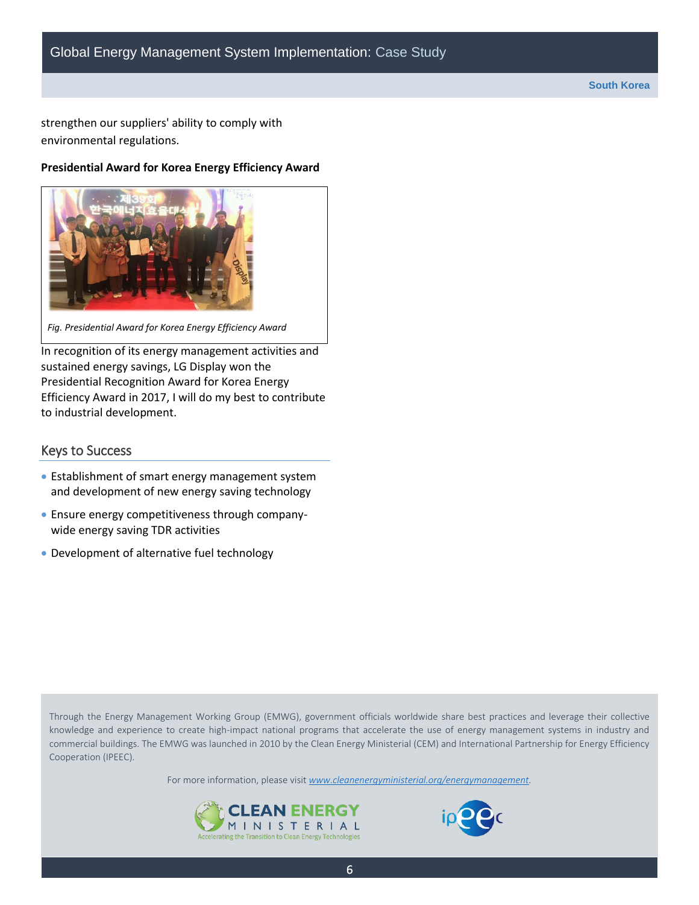strengthen our suppliers' ability to comply with environmental regulations.

**Presidential Award for Korea Energy Efficiency Award**

*Fig. Presidential Award for Korea Energy Efficiency Award*

In recognition of its energy management activities and sustained energy savings, LG Display won the Presidential Recognition Award for Korea Energy Efficiency Award in 2017, I will do my best to contribute to industrial development.

## Keys to Success

- Establishment of smart energy management system and development of new energy saving technology
- Ensure energy competitiveness through company-wide energy saving TDR activities
- Development of alternative fuel technology

Through the Energy Management Working Group (EMWG), government officials worldwide share best practices and leverage their collective knowledge and experience to create high-impact national programs that accelerate the use of energy management systems in industry and commercial buildings. The EMWG was launched in 2010 by the Clean Energy Ministerial (CEM) and International Partnership for Energy Efficiency Cooperation (IPEEC).

For more information, please visit www.cleanenergyministerial.org/energymanagement.